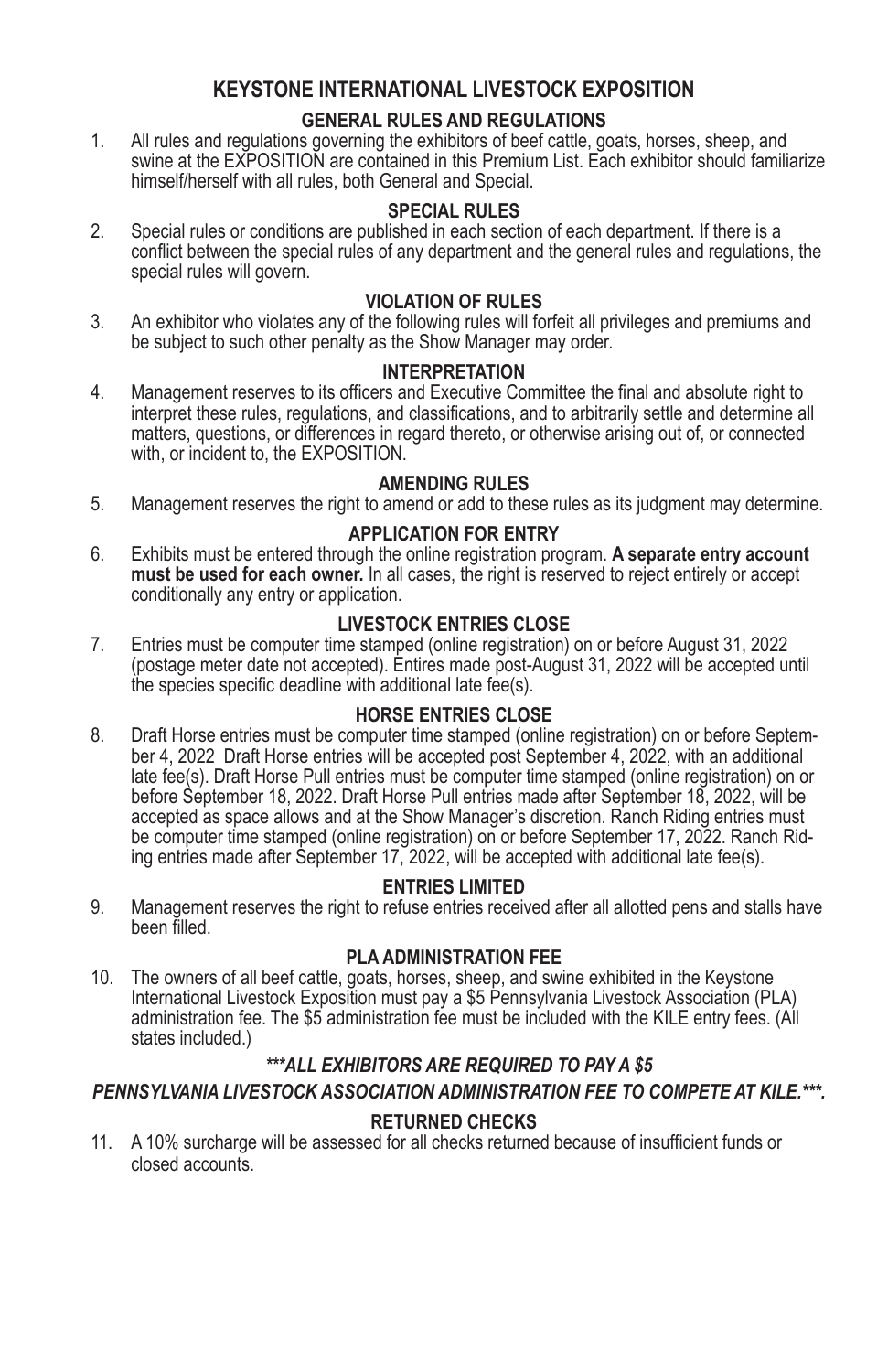# KEYSTONE INTERNATIONAL LIVESTOCK EXPOSITION

## GENERAL RULES AND REGULATIONS

1. All rules and regulations governing the exhibitors of beef cattle, goats, horses, sheep, and swine at the EXPOSITION are contained in this Premium List. Each exhibitor should familiarize himself/herself with all rules, both General and Special.

### SPECIAL RULES

2. Special rules or conditions are published in each section of each department. If there is a conflict between the special rules of any department and the general rules and regulations, the special rules will govern.

### VIOLATION OF RULES

3. An exhibitor who violates any of the following rules will forfeit all privileges and premiums and be subject to such other penalty as the Show Manager may order.

### INTERPRETATION

4. Management reserves to its officers and Executive Committee the final and absolute right to interpret these rules, regulations, and classifications, and to arbitrarily settle and determine all matters, questions, or differences in regard thereto, or otherwise arising out of, or connected with, or incident to, the EXPOSITION.

### AMENDING RULES

5. Management reserves the right to amend or add to these rules as its judgment may determine.

### APPLICATION FOR ENTRY

6. Exhibits must be entered through the online registration program. **A separate entry account must be used for each owner.** In all cases, the right is reserved to reject entirely or accept conditionally any entry or application.

### LIVESTOCK ENTRIES CLOSE

7. Entries must be computer time stamped (online registration) on or before August 31, 2022 (postage meter date not accepted). Entires made post-August 31, 2022 will be accepted until the species specific deadline with additional late fee(s).

### HORSE ENTRIES CLOSE

8. Draft Horse entries must be computer time stamped (online registration) on or before September 4, 2022 Draft Horse entries will be accepted post September 4, 2022, with an additional late fee(s). Draft Horse Pull entries must be computer time stamped (online registration) on or before September 18, 2022. Draft Horse Pull entries made after September 18, 2022, will be accepted as space allows and at the Show Manager's discretion. Ranch Riding entries must be computer time stamped (online registration) on or before September 17, 2022. Ranch Riding entries made after September 17, 2022, will be accepted with additional late fee(s).

### ENTRIES LIMITED

9. Management reserves the right to refuse entries received after all allotted pens and stalls have been filled.

### PLA ADMINISTRATION FEE

10. The owners of all beef cattle, goats, horses, sheep, and swine exhibited in the Keystone International Livestock Exposition must pay a $5 Pennsylvania Livestock Association (PLA) administration fee. The $5 administration fee must be included with the KILE entry fees. (All states included.)

***\*\*\*ALL EXHIBITORS ARE REQUIRED TO PAY A $5 PENNSYLVANIA LIVESTOCK ASSOCIATION ADMINISTRATION FEE TO COMPETE AT KILE.\*\*\*.***

### RETURNED CHECKS

11. A 10% surcharge will be assessed for all checks returned because of insufficient funds or closed accounts.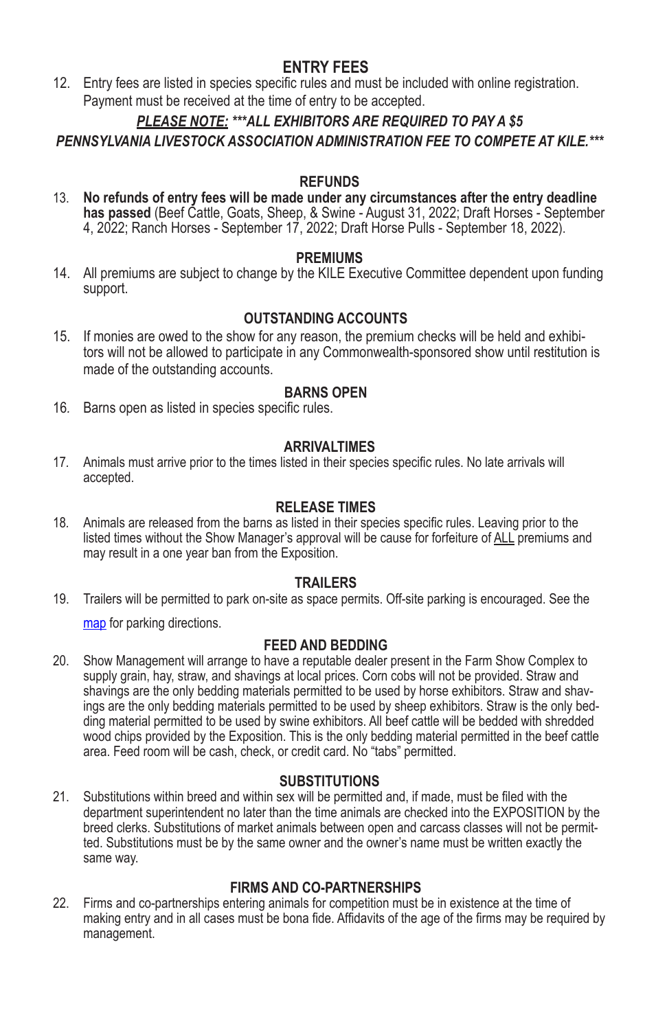## ENTRY FEES

12. Entry fees are listed in species specific rules and must be included with online registration. Payment must be received at the time of entry to be accepted.

***<u>PLEASE NOTE:</u> ***ALL EXHIBITORS ARE REQUIRED TO PAY A $5 PENNSYLVANIA LIVESTOCK ASSOCIATION ADMINISTRATION FEE TO COMPETE AT KILE.****

## REFUNDS

13. **No refunds of entry fees will be made under any circumstances after the entry deadline has passed** (Beef Cattle, Goats, Sheep, & Swine - August 31, 2022; Draft Horses - September 4, 2022; Ranch Horses - September 17, 2022; Draft Horse Pulls - September 18, 2022).

## PREMIUMS

14. All premiums are subject to change by the KILE Executive Committee dependent upon funding support.

## OUTSTANDING ACCOUNTS

15. If monies are owed to the show for any reason, the premium checks will be held and exhibitors will not be allowed to participate in any Commonwealth-sponsored show until restitution is made of the outstanding accounts.

## BARNS OPEN

16. Barns open as listed in species specific rules.

## ARRIVALTIMES

17. Animals must arrive prior to the times listed in their species specific rules. No late arrivals will accepted.

## RELEASE TIMES

18. Animals are released from the barns as listed in their species specific rules. Leaving prior to the listed times without the Show Manager's approval will be cause for forfeiture of <u>ALL</u> premiums and may result in a one year ban from the Exposition.

## TRAILERS

19. Trailers will be permitted to park on-site as space permits. Off-site parking is encouraged. See the [map](map) for parking directions.

## FEED AND BEDDING

20. Show Management will arrange to have a reputable dealer present in the Farm Show Complex to supply grain, hay, straw, and shavings at local prices. Corn cobs will not be provided. Straw and shavings are the only bedding materials permitted to be used by horse exhibitors. Straw and shavings are the only bedding materials permitted to be used by sheep exhibitors. Straw is the only bedding material permitted to be used by swine exhibitors. All beef cattle will be bedded with shredded wood chips provided by the Exposition. This is the only bedding material permitted in the beef cattle area. Feed room will be cash, check, or credit card. No "tabs" permitted.

## SUBSTITUTIONS

21. Substitutions within breed and within sex will be permitted and, if made, must be filed with the department superintendent no later than the time animals are checked into the EXPOSITION by the breed clerks. Substitutions of market animals between open and carcass classes will not be permitted. Substitutions must be by the same owner and the owner's name must be written exactly the same way.

## FIRMS AND CO-PARTNERSHIPS

22. Firms and co-partnerships entering animals for competition must be in existence at the time of making entry and in all cases must be bona fide. Affidavits of the age of the firms may be required by management.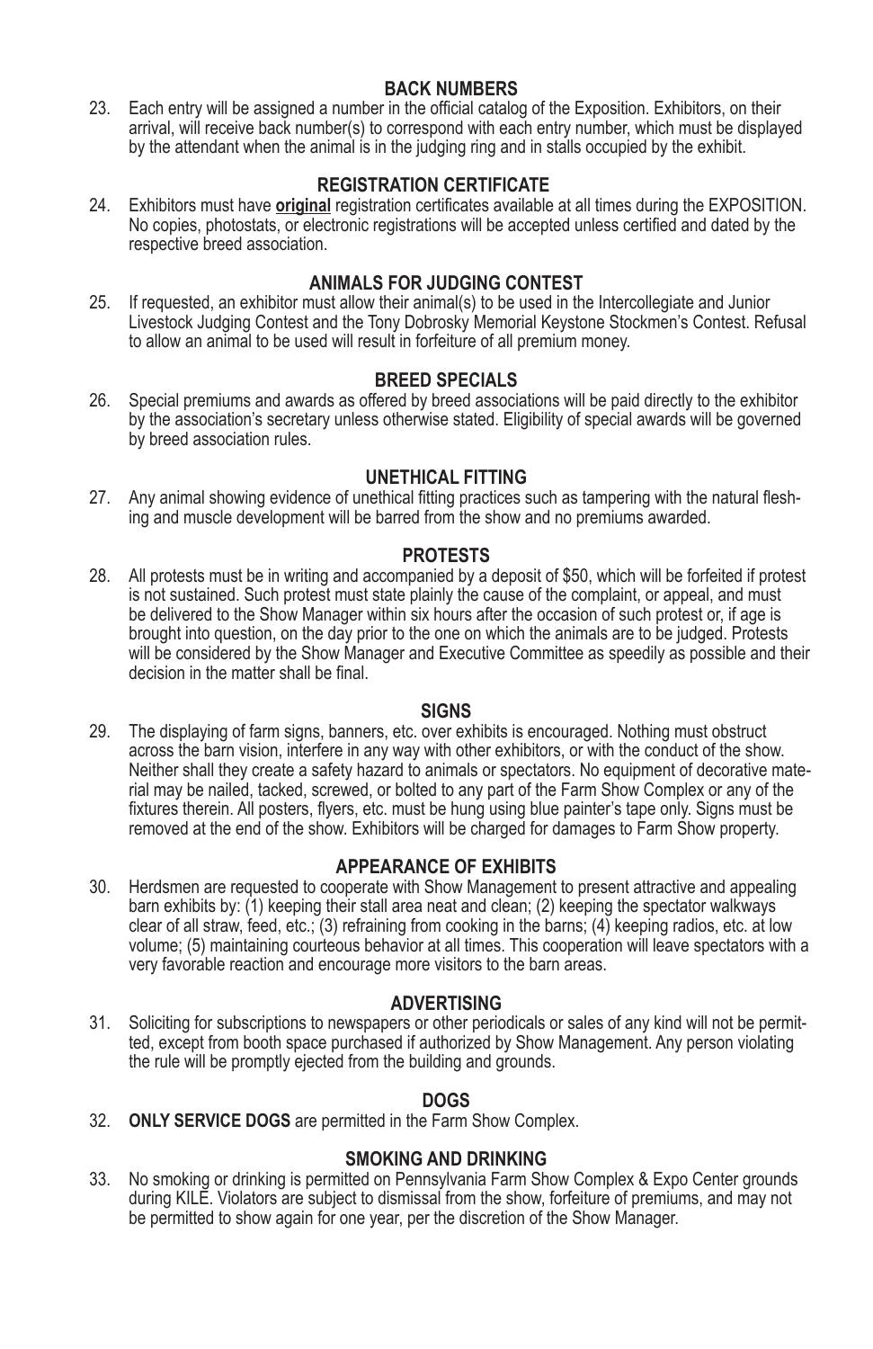## BACK NUMBERS

23. Each entry will be assigned a number in the official catalog of the Exposition. Exhibitors, on their arrival, will receive back number(s) to correspond with each entry number, which must be displayed by the attendant when the animal is in the judging ring and in stalls occupied by the exhibit.

## REGISTRATION CERTIFICATE

24. Exhibitors must have **original** registration certificates available at all times during the EXPOSITION. No copies, photostats, or electronic registrations will be accepted unless certified and dated by the respective breed association.

## ANIMALS FOR JUDGING CONTEST

25. If requested, an exhibitor must allow their animal(s) to be used in the Intercollegiate and Junior Livestock Judging Contest and the Tony Dobrosky Memorial Keystone Stockmen's Contest. Refusal to allow an animal to be used will result in forfeiture of all premium money.

## BREED SPECIALS

26. Special premiums and awards as offered by breed associations will be paid directly to the exhibitor by the association's secretary unless otherwise stated. Eligibility of special awards will be governed by breed association rules.

## UNETHICAL FITTING

27. Any animal showing evidence of unethical fitting practices such as tampering with the natural fleshing and muscle development will be barred from the show and no premiums awarded.

## PROTESTS

28. All protests must be in writing and accompanied by a deposit of $50, which will be forfeited if protest is not sustained. Such protest must state plainly the cause of the complaint, or appeal, and must be delivered to the Show Manager within six hours after the occasion of such protest or, if age is brought into question, on the day prior to the one on which the animals are to be judged. Protests will be considered by the Show Manager and Executive Committee as speedily as possible and their decision in the matter shall be final.

## SIGNS

29. The displaying of farm signs, banners, etc. over exhibits is encouraged. Nothing must obstruct across the barn vision, interfere in any way with other exhibitors, or with the conduct of the show. Neither shall they create a safety hazard to animals or spectators. No equipment of decorative material may be nailed, tacked, screwed, or bolted to any part of the Farm Show Complex or any of the fixtures therein. All posters, flyers, etc. must be hung using blue painter's tape only. Signs must be removed at the end of the show. Exhibitors will be charged for damages to Farm Show property.

## APPEARANCE OF EXHIBITS

30. Herdsmen are requested to cooperate with Show Management to present attractive and appealing barn exhibits by: (1) keeping their stall area neat and clean; (2) keeping the spectator walkways clear of all straw, feed, etc.; (3) refraining from cooking in the barns; (4) keeping radios, etc. at low volume; (5) maintaining courteous behavior at all times. This cooperation will leave spectators with a very favorable reaction and encourage more visitors to the barn areas.

## ADVERTISING

31. Soliciting for subscriptions to newspapers or other periodicals or sales of any kind will not be permitted, except from booth space purchased if authorized by Show Management. Any person violating the rule will be promptly ejected from the building and grounds.

## DOGS

32. **ONLY SERVICE DOGS** are permitted in the Farm Show Complex.

## SMOKING AND DRINKING

33. No smoking or drinking is permitted on Pennsylvania Farm Show Complex & Expo Center grounds during KILE. Violators are subject to dismissal from the show, forfeiture of premiums, and may not be permitted to show again for one year, per the discretion of the Show Manager.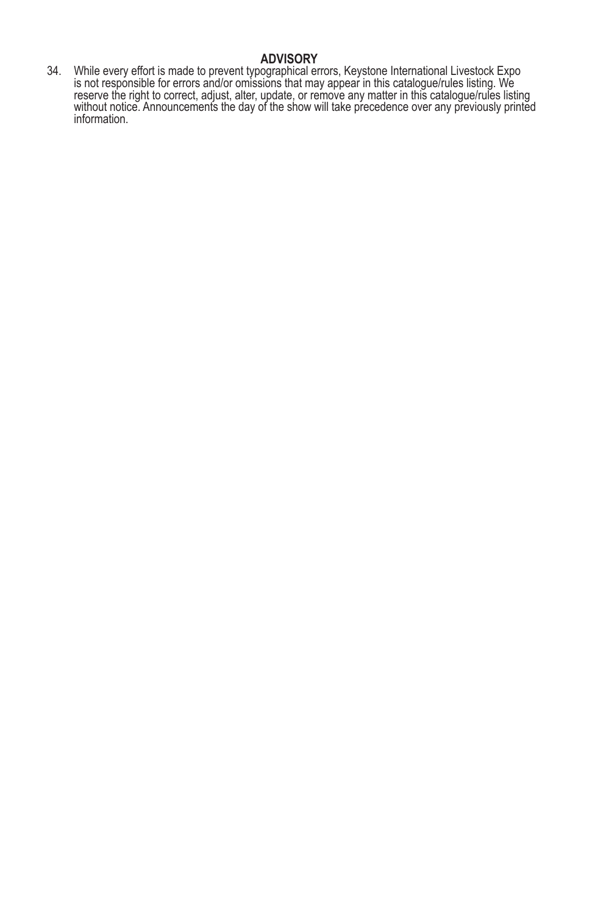## ADVISORY

34. While every effort is made to prevent typographical errors, Keystone International Livestock Expo is not responsible for errors and/or omissions that may appear in this catalogue/rules listing. We reserve the right to correct, adjust, alter, update, or remove any matter in this catalogue/rules listing without notice. Announcements the day of the show will take precedence over any previously printed information.